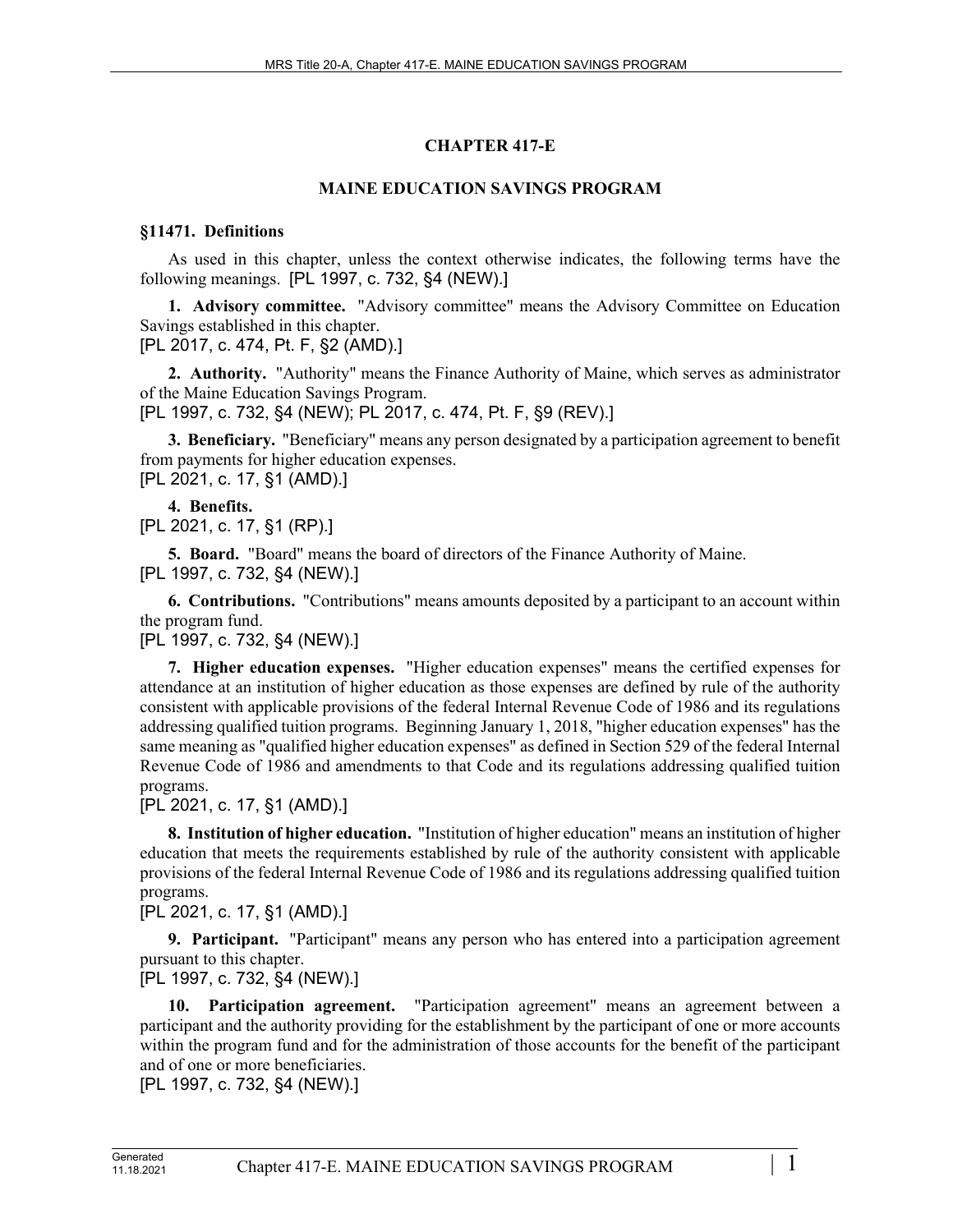# CHAPTER 417-E

## MAINE EDUCATION SAVINGS PROGRAM

### §11471. Definitions

As used in this chapter, unless the context otherwise indicates, the following terms have the following meanings. [PL 1997, c. 732, §4 (NEW).]

**1. Advisory committee.** "Advisory committee" means the Advisory Committee on Education Savings established in this chapter.
[PL 2017, c. 474, Pt. F, §2 (AMD).]

**2. Authority.** "Authority" means the Finance Authority of Maine, which serves as administrator of the Maine Education Savings Program.
[PL 1997, c. 732, §4 (NEW); PL 2017, c. 474, Pt. F, §9 (REV).]

**3. Beneficiary.** "Beneficiary" means any person designated by a participation agreement to benefit from payments for higher education expenses.
[PL 2021, c. 17, §1 (AMD).]

**4. Benefits.**
[PL 2021, c. 17, §1 (RP).]

**5. Board.** "Board" means the board of directors of the Finance Authority of Maine.
[PL 1997, c. 732, §4 (NEW).]

**6. Contributions.** "Contributions" means amounts deposited by a participant to an account within the program fund.
[PL 1997, c. 732, §4 (NEW).]

**7. Higher education expenses.** "Higher education expenses" means the certified expenses for attendance at an institution of higher education as those expenses are defined by rule of the authority consistent with applicable provisions of the federal Internal Revenue Code of 1986 and its regulations addressing qualified tuition programs. Beginning January 1, 2018, "higher education expenses" has the same meaning as "qualified higher education expenses" as defined in Section 529 of the federal Internal Revenue Code of 1986 and amendments to that Code and its regulations addressing qualified tuition programs.
[PL 2021, c. 17, §1 (AMD).]

**8. Institution of higher education.** "Institution of higher education" means an institution of higher education that meets the requirements established by rule of the authority consistent with applicable provisions of the federal Internal Revenue Code of 1986 and its regulations addressing qualified tuition programs.
[PL 2021, c. 17, §1 (AMD).]

**9. Participant.** "Participant" means any person who has entered into a participation agreement pursuant to this chapter.
[PL 1997, c. 732, §4 (NEW).]

**10. Participation agreement.** "Participation agreement" means an agreement between a participant and the authority providing for the establishment by the participant of one or more accounts within the program fund and for the administration of those accounts for the benefit of the participant and of one or more beneficiaries.
[PL 1997, c. 732, §4 (NEW).]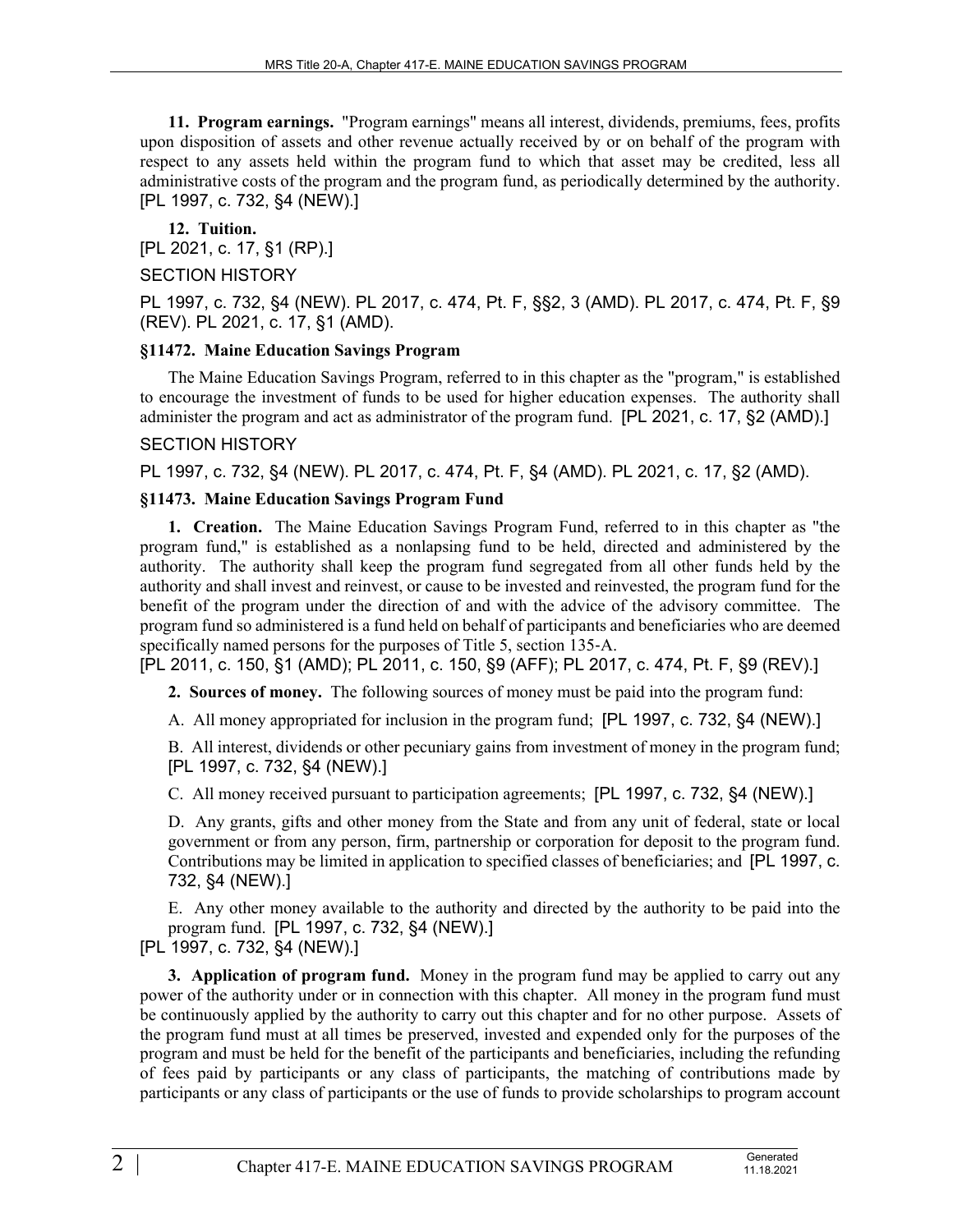**11. Program earnings.** "Program earnings" means all interest, dividends, premiums, fees, profits upon disposition of assets and other revenue actually received by or on behalf of the program with respect to any assets held within the program fund to which that asset may be credited, less all administrative costs of the program and the program fund, as periodically determined by the authority. [PL 1997, c. 732, §4 (NEW).]

**12. Tuition.**

[PL 2021, c. 17, §1 (RP).]

SECTION HISTORY

PL 1997, c. 732, §4 (NEW). PL 2017, c. 474, Pt. F, §§2, 3 (AMD). PL 2017, c. 474, Pt. F, §9 (REV). PL 2021, c. 17, §1 (AMD).

### §11472. Maine Education Savings Program

The Maine Education Savings Program, referred to in this chapter as the "program," is established to encourage the investment of funds to be used for higher education expenses. The authority shall administer the program and act as administrator of the program fund. [PL 2021, c. 17, §2 (AMD).]

SECTION HISTORY

PL 1997, c. 732, §4 (NEW). PL 2017, c. 474, Pt. F, §4 (AMD). PL 2021, c. 17, §2 (AMD).

### §11473. Maine Education Savings Program Fund

**1. Creation.** The Maine Education Savings Program Fund, referred to in this chapter as "the program fund," is established as a nonlapsing fund to be held, directed and administered by the authority. The authority shall keep the program fund segregated from all other funds held by the authority and shall invest and reinvest, or cause to be invested and reinvested, the program fund for the benefit of the program under the direction of and with the advice of the advisory committee. The program fund so administered is a fund held on behalf of participants and beneficiaries who are deemed specifically named persons for the purposes of Title 5, section 135-A.

[PL 2011, c. 150, §1 (AMD); PL 2011, c. 150, §9 (AFF); PL 2017, c. 474, Pt. F, §9 (REV).]

**2. Sources of money.** The following sources of money must be paid into the program fund:

A. All money appropriated for inclusion in the program fund; [PL 1997, c. 732, §4 (NEW).]

B. All interest, dividends or other pecuniary gains from investment of money in the program fund; [PL 1997, c. 732, §4 (NEW).]

C. All money received pursuant to participation agreements; [PL 1997, c. 732, §4 (NEW).]

D. Any grants, gifts and other money from the State and from any unit of federal, state or local government or from any person, firm, partnership or corporation for deposit to the program fund. Contributions may be limited in application to specified classes of beneficiaries; and [PL 1997, c. 732, §4 (NEW).]

E. Any other money available to the authority and directed by the authority to be paid into the program fund. [PL 1997, c. 732, §4 (NEW).]

[PL 1997, c. 732, §4 (NEW).]

**3. Application of program fund.** Money in the program fund may be applied to carry out any power of the authority under or in connection with this chapter. All money in the program fund must be continuously applied by the authority to carry out this chapter and for no other purpose. Assets of the program fund must at all times be preserved, invested and expended only for the purposes of the program and must be held for the benefit of the participants and beneficiaries, including the refunding of fees paid by participants or any class of participants, the matching of contributions made by participants or any class of participants or the use of funds to provide scholarships to program account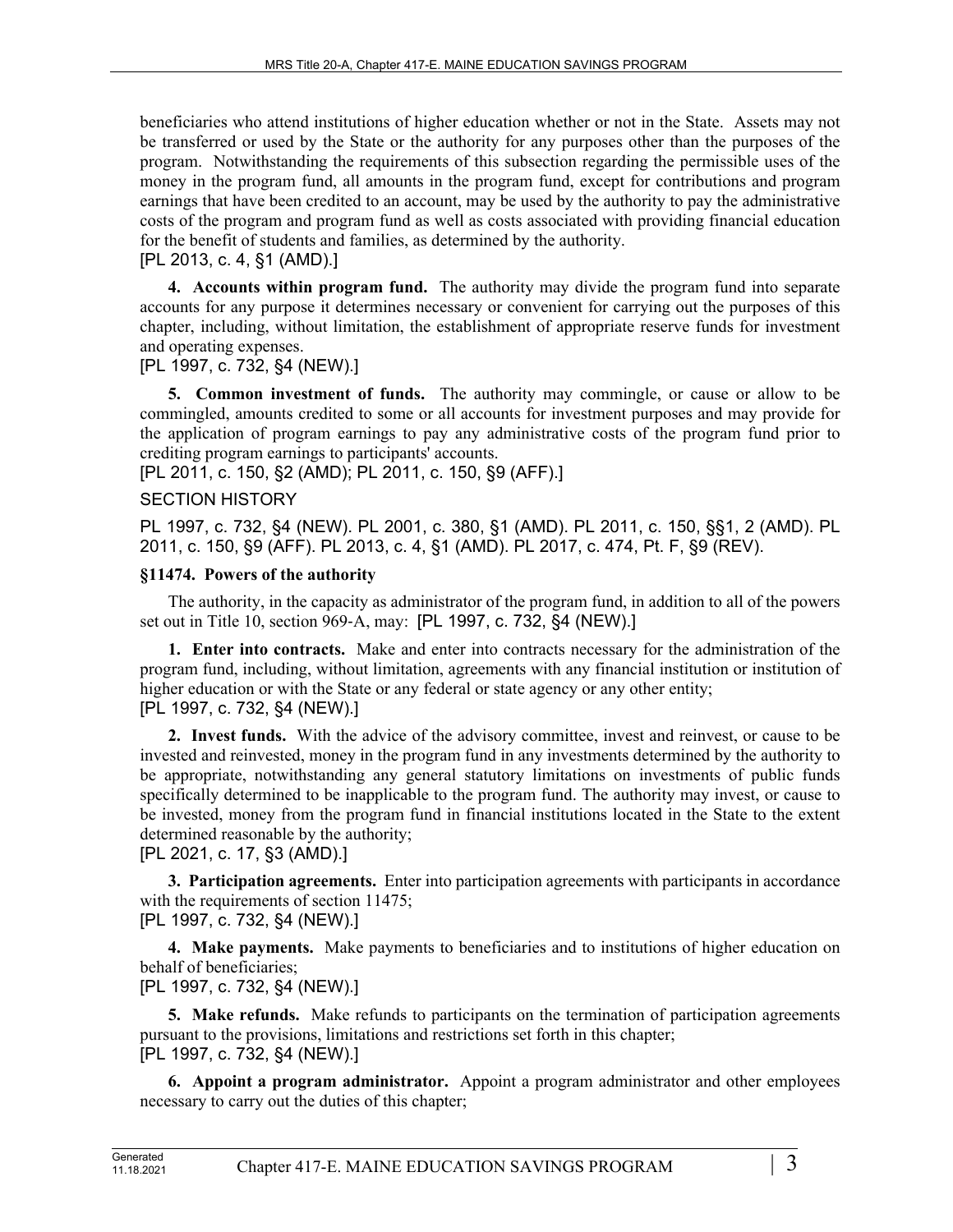beneficiaries who attend institutions of higher education whether or not in the State. Assets may not be transferred or used by the State or the authority for any purposes other than the purposes of the program. Notwithstanding the requirements of this subsection regarding the permissible uses of the money in the program fund, all amounts in the program fund, except for contributions and program earnings that have been credited to an account, may be used by the authority to pay the administrative costs of the program and program fund as well as costs associated with providing financial education for the benefit of students and families, as determined by the authority.
[PL 2013, c. 4, §1 (AMD).]

**4. Accounts within program fund.** The authority may divide the program fund into separate accounts for any purpose it determines necessary or convenient for carrying out the purposes of this chapter, including, without limitation, the establishment of appropriate reserve funds for investment and operating expenses.
[PL 1997, c. 732, §4 (NEW).]

**5. Common investment of funds.** The authority may commingle, or cause or allow to be commingled, amounts credited to some or all accounts for investment purposes and may provide for the application of program earnings to pay any administrative costs of the program fund prior to crediting program earnings to participants' accounts.
[PL 2011, c. 150, §2 (AMD); PL 2011, c. 150, §9 (AFF).]

SECTION HISTORY

PL 1997, c. 732, §4 (NEW). PL 2001, c. 380, §1 (AMD). PL 2011, c. 150, §§1, 2 (AMD). PL 2011, c. 150, §9 (AFF). PL 2013, c. 4, §1 (AMD). PL 2017, c. 474, Pt. F, §9 (REV).

**§11474. Powers of the authority**

The authority, in the capacity as administrator of the program fund, in addition to all of the powers set out in Title 10, section 969-A, may: [PL 1997, c. 732, §4 (NEW).]

**1. Enter into contracts.** Make and enter into contracts necessary for the administration of the program fund, including, without limitation, agreements with any financial institution or institution of higher education or with the State or any federal or state agency or any other entity;
[PL 1997, c. 732, §4 (NEW).]

**2. Invest funds.** With the advice of the advisory committee, invest and reinvest, or cause to be invested and reinvested, money in the program fund in any investments determined by the authority to be appropriate, notwithstanding any general statutory limitations on investments of public funds specifically determined to be inapplicable to the program fund. The authority may invest, or cause to be invested, money from the program fund in financial institutions located in the State to the extent determined reasonable by the authority;
[PL 2021, c. 17, §3 (AMD).]

**3. Participation agreements.** Enter into participation agreements with participants in accordance with the requirements of section 11475;
[PL 1997, c. 732, §4 (NEW).]

**4. Make payments.** Make payments to beneficiaries and to institutions of higher education on behalf of beneficiaries;
[PL 1997, c. 732, §4 (NEW).]

**5. Make refunds.** Make refunds to participants on the termination of participation agreements pursuant to the provisions, limitations and restrictions set forth in this chapter;
[PL 1997, c. 732, §4 (NEW).]

**6. Appoint a program administrator.** Appoint a program administrator and other employees necessary to carry out the duties of this chapter;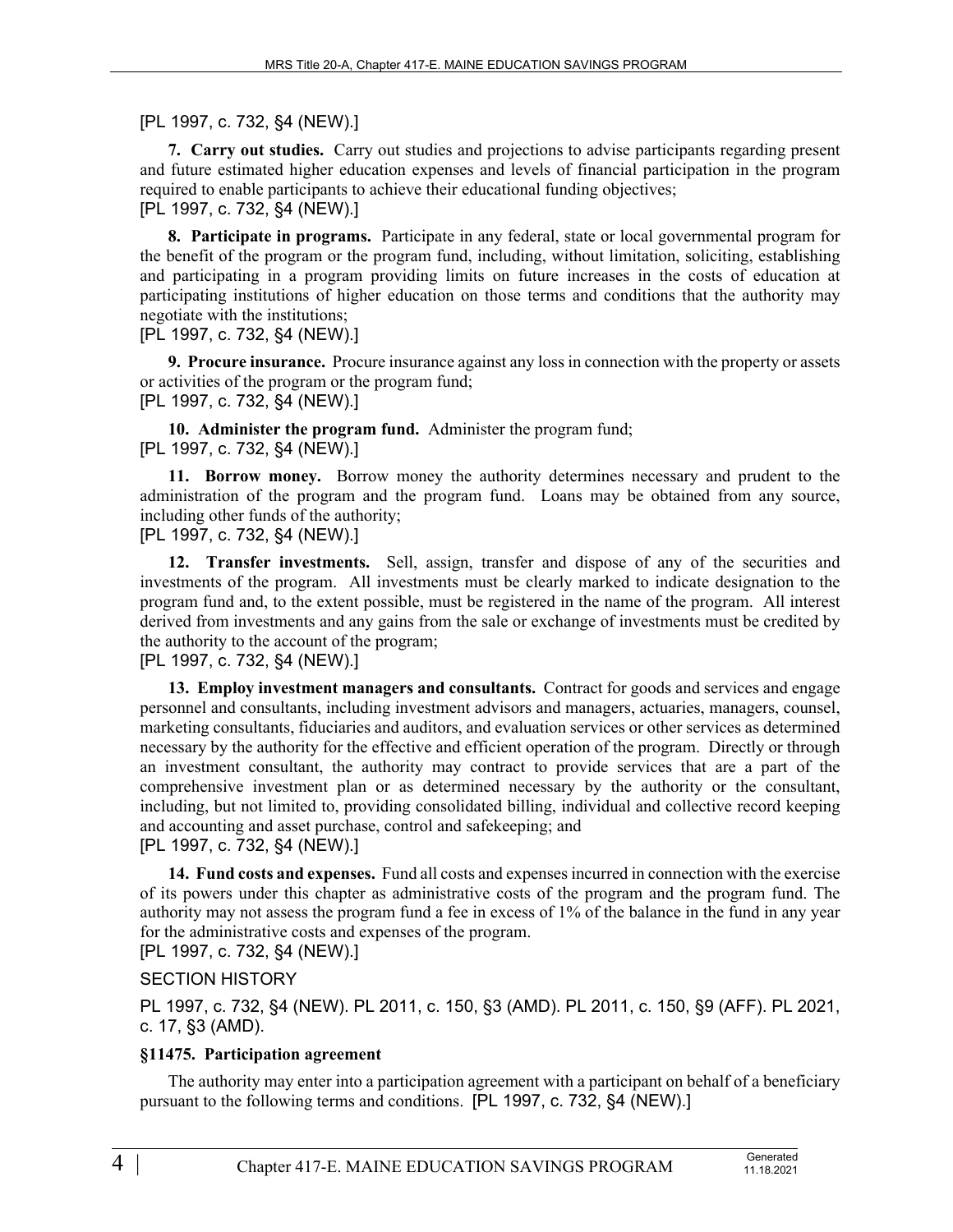[PL 1997, c. 732, §4 (NEW).]

**7. Carry out studies.** Carry out studies and projections to advise participants regarding present and future estimated higher education expenses and levels of financial participation in the program required to enable participants to achieve their educational funding objectives;
[PL 1997, c. 732, §4 (NEW).]

**8. Participate in programs.** Participate in any federal, state or local governmental program for the benefit of the program or the program fund, including, without limitation, soliciting, establishing and participating in a program providing limits on future increases in the costs of education at participating institutions of higher education on those terms and conditions that the authority may negotiate with the institutions;
[PL 1997, c. 732, §4 (NEW).]

**9. Procure insurance.** Procure insurance against any loss in connection with the property or assets or activities of the program or the program fund;
[PL 1997, c. 732, §4 (NEW).]

**10. Administer the program fund.** Administer the program fund;
[PL 1997, c. 732, §4 (NEW).]

**11. Borrow money.** Borrow money the authority determines necessary and prudent to the administration of the program and the program fund. Loans may be obtained from any source, including other funds of the authority;
[PL 1997, c. 732, §4 (NEW).]

**12. Transfer investments.** Sell, assign, transfer and dispose of any of the securities and investments of the program. All investments must be clearly marked to indicate designation to the program fund and, to the extent possible, must be registered in the name of the program. All interest derived from investments and any gains from the sale or exchange of investments must be credited by the authority to the account of the program;
[PL 1997, c. 732, §4 (NEW).]

**13. Employ investment managers and consultants.** Contract for goods and services and engage personnel and consultants, including investment advisors and managers, actuaries, managers, counsel, marketing consultants, fiduciaries and auditors, and evaluation services or other services as determined necessary by the authority for the effective and efficient operation of the program. Directly or through an investment consultant, the authority may contract to provide services that are a part of the comprehensive investment plan or as determined necessary by the authority or the consultant, including, but not limited to, providing consolidated billing, individual and collective record keeping and accounting and asset purchase, control and safekeeping; and
[PL 1997, c. 732, §4 (NEW).]

**14. Fund costs and expenses.** Fund all costs and expenses incurred in connection with the exercise of its powers under this chapter as administrative costs of the program and the program fund. The authority may not assess the program fund a fee in excess of 1% of the balance in the fund in any year for the administrative costs and expenses of the program.
[PL 1997, c. 732, §4 (NEW).]

SECTION HISTORY

PL 1997, c. 732, §4 (NEW). PL 2011, c. 150, §3 (AMD). PL 2011, c. 150, §9 (AFF). PL 2021, c. 17, §3 (AMD).

### §11475. Participation agreement

The authority may enter into a participation agreement with a participant on behalf of a beneficiary pursuant to the following terms and conditions. [PL 1997, c. 732, §4 (NEW).]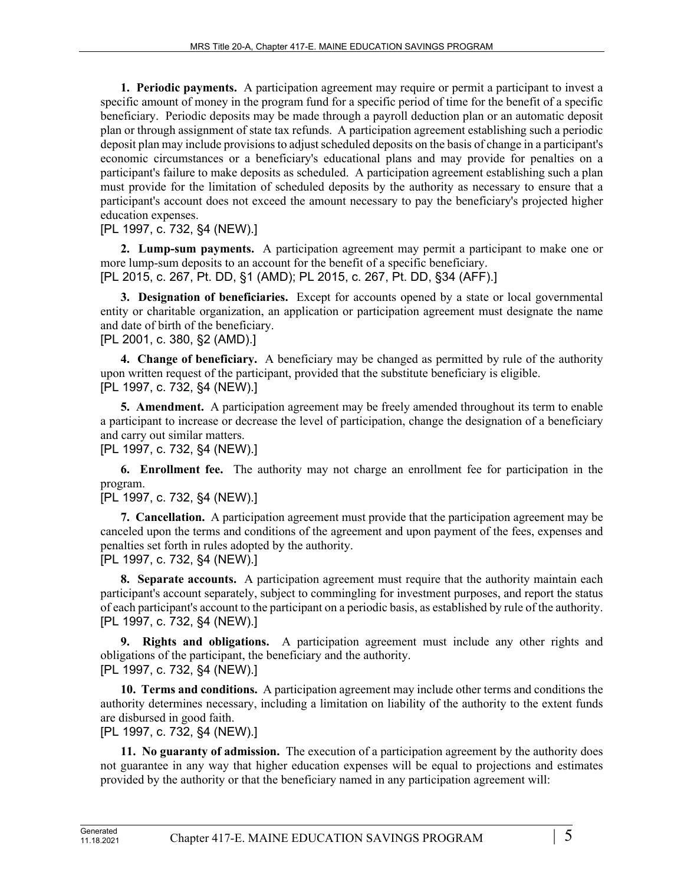**1. Periodic payments.** A participation agreement may require or permit a participant to invest a specific amount of money in the program fund for a specific period of time for the benefit of a specific beneficiary. Periodic deposits may be made through a payroll deduction plan or an automatic deposit plan or through assignment of state tax refunds. A participation agreement establishing such a periodic deposit plan may include provisions to adjust scheduled deposits on the basis of change in a participant's economic circumstances or a beneficiary's educational plans and may provide for penalties on a participant's failure to make deposits as scheduled. A participation agreement establishing such a plan must provide for the limitation of scheduled deposits by the authority as necessary to ensure that a participant's account does not exceed the amount necessary to pay the beneficiary's projected higher education expenses.

[PL 1997, c. 732, §4 (NEW).]

**2. Lump-sum payments.** A participation agreement may permit a participant to make one or more lump-sum deposits to an account for the benefit of a specific beneficiary.

[PL 2015, c. 267, Pt. DD, §1 (AMD); PL 2015, c. 267, Pt. DD, §34 (AFF).]

**3. Designation of beneficiaries.** Except for accounts opened by a state or local governmental entity or charitable organization, an application or participation agreement must designate the name and date of birth of the beneficiary.

[PL 2001, c. 380, §2 (AMD).]

**4. Change of beneficiary.** A beneficiary may be changed as permitted by rule of the authority upon written request of the participant, provided that the substitute beneficiary is eligible.

[PL 1997, c. 732, §4 (NEW).]

**5. Amendment.** A participation agreement may be freely amended throughout its term to enable a participant to increase or decrease the level of participation, change the designation of a beneficiary and carry out similar matters.

[PL 1997, c. 732, §4 (NEW).]

**6. Enrollment fee.** The authority may not charge an enrollment fee for participation in the program.

[PL 1997, c. 732, §4 (NEW).]

**7. Cancellation.** A participation agreement must provide that the participation agreement may be canceled upon the terms and conditions of the agreement and upon payment of the fees, expenses and penalties set forth in rules adopted by the authority.

[PL 1997, c. 732, §4 (NEW).]

**8. Separate accounts.** A participation agreement must require that the authority maintain each participant's account separately, subject to commingling for investment purposes, and report the status of each participant's account to the participant on a periodic basis, as established by rule of the authority.

[PL 1997, c. 732, §4 (NEW).]

**9. Rights and obligations.** A participation agreement must include any other rights and obligations of the participant, the beneficiary and the authority.

[PL 1997, c. 732, §4 (NEW).]

**10. Terms and conditions.** A participation agreement may include other terms and conditions the authority determines necessary, including a limitation on liability of the authority to the extent funds are disbursed in good faith.

[PL 1997, c. 732, §4 (NEW).]

**11. No guaranty of admission.** The execution of a participation agreement by the authority does not guarantee in any way that higher education expenses will be equal to projections and estimates provided by the authority or that the beneficiary named in any participation agreement will: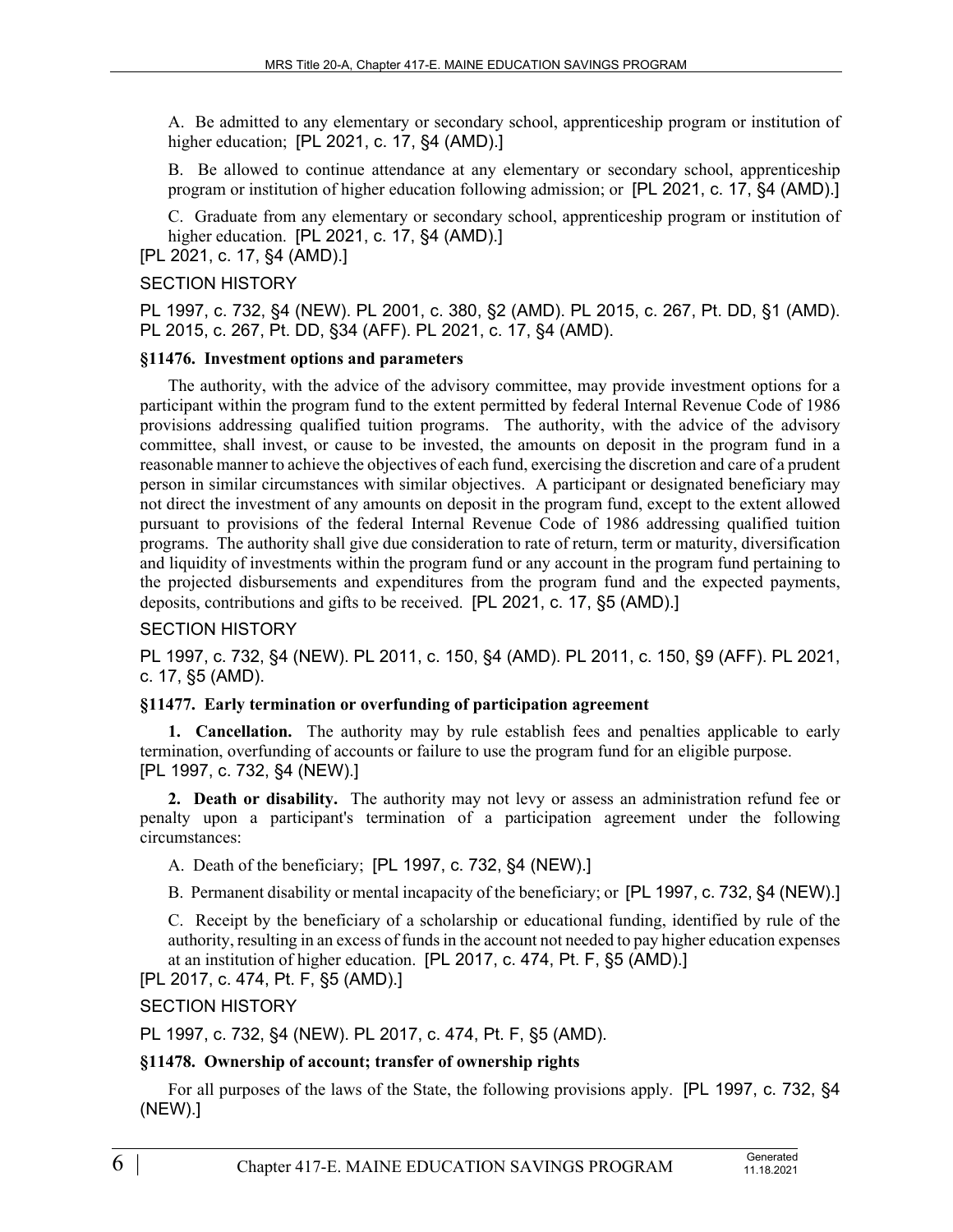A. Be admitted to any elementary or secondary school, apprenticeship program or institution of higher education; [PL 2021, c. 17, §4 (AMD).]

B. Be allowed to continue attendance at any elementary or secondary school, apprenticeship program or institution of higher education following admission; or [PL 2021, c. 17, §4 (AMD).]

C. Graduate from any elementary or secondary school, apprenticeship program or institution of higher education. [PL 2021, c. 17, §4 (AMD).]

[PL 2021, c. 17, §4 (AMD).]

SECTION HISTORY

PL 1997, c. 732, §4 (NEW). PL 2001, c. 380, §2 (AMD). PL 2015, c. 267, Pt. DD, §1 (AMD). PL 2015, c. 267, Pt. DD, §34 (AFF). PL 2021, c. 17, §4 (AMD).

**§11476. Investment options and parameters**

The authority, with the advice of the advisory committee, may provide investment options for a participant within the program fund to the extent permitted by federal Internal Revenue Code of 1986 provisions addressing qualified tuition programs. The authority, with the advice of the advisory committee, shall invest, or cause to be invested, the amounts on deposit in the program fund in a reasonable manner to achieve the objectives of each fund, exercising the discretion and care of a prudent person in similar circumstances with similar objectives. A participant or designated beneficiary may not direct the investment of any amounts on deposit in the program fund, except to the extent allowed pursuant to provisions of the federal Internal Revenue Code of 1986 addressing qualified tuition programs. The authority shall give due consideration to rate of return, term or maturity, diversification and liquidity of investments within the program fund or any account in the program fund pertaining to the projected disbursements and expenditures from the program fund and the expected payments, deposits, contributions and gifts to be received. [PL 2021, c. 17, §5 (AMD).]

SECTION HISTORY

PL 1997, c. 732, §4 (NEW). PL 2011, c. 150, §4 (AMD). PL 2011, c. 150, §9 (AFF). PL 2021, c. 17, §5 (AMD).

**§11477. Early termination or overfunding of participation agreement**

**1. Cancellation.** The authority may by rule establish fees and penalties applicable to early termination, overfunding of accounts or failure to use the program fund for an eligible purpose. [PL 1997, c. 732, §4 (NEW).]

**2. Death or disability.** The authority may not levy or assess an administration refund fee or penalty upon a participant's termination of a participation agreement under the following circumstances:

A. Death of the beneficiary; [PL 1997, c. 732, §4 (NEW).]

B. Permanent disability or mental incapacity of the beneficiary; or [PL 1997, c. 732, §4 (NEW).]

C. Receipt by the beneficiary of a scholarship or educational funding, identified by rule of the authority, resulting in an excess of funds in the account not needed to pay higher education expenses at an institution of higher education. [PL 2017, c. 474, Pt. F, §5 (AMD).]

[PL 2017, c. 474, Pt. F, §5 (AMD).]

SECTION HISTORY

PL 1997, c. 732, §4 (NEW). PL 2017, c. 474, Pt. F, §5 (AMD).

**§11478. Ownership of account; transfer of ownership rights**

For all purposes of the laws of the State, the following provisions apply. [PL 1997, c. 732, §4 (NEW).]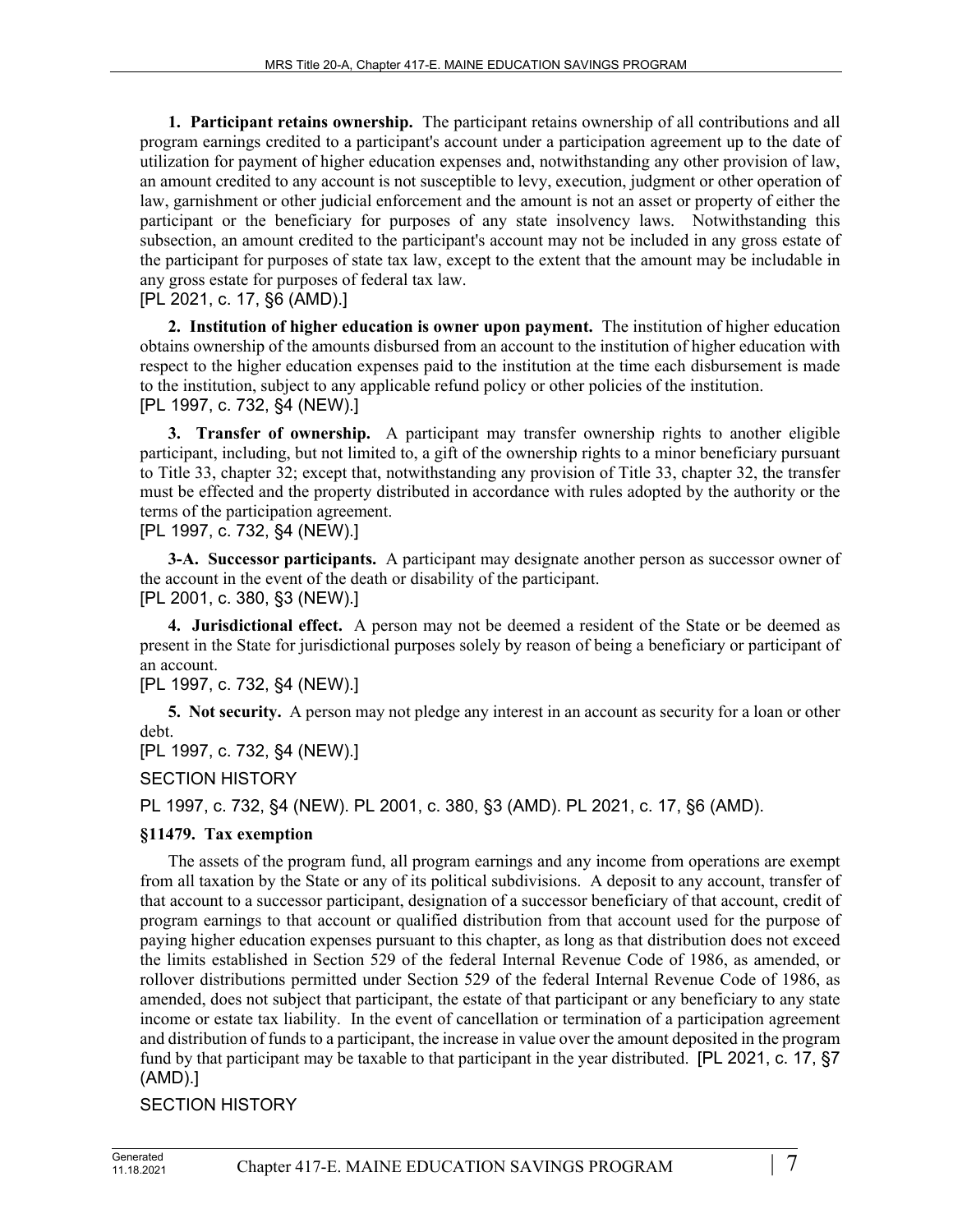**1. Participant retains ownership.** The participant retains ownership of all contributions and all program earnings credited to a participant's account under a participation agreement up to the date of utilization for payment of higher education expenses and, notwithstanding any other provision of law, an amount credited to any account is not susceptible to levy, execution, judgment or other operation of law, garnishment or other judicial enforcement and the amount is not an asset or property of either the participant or the beneficiary for purposes of any state insolvency laws. Notwithstanding this subsection, an amount credited to the participant's account may not be included in any gross estate of the participant for purposes of state tax law, except to the extent that the amount may be includable in any gross estate for purposes of federal tax law.

[PL 2021, c. 17, §6 (AMD).]

**2. Institution of higher education is owner upon payment.** The institution of higher education obtains ownership of the amounts disbursed from an account to the institution of higher education with respect to the higher education expenses paid to the institution at the time each disbursement is made to the institution, subject to any applicable refund policy or other policies of the institution.

[PL 1997, c. 732, §4 (NEW).]

**3. Transfer of ownership.** A participant may transfer ownership rights to another eligible participant, including, but not limited to, a gift of the ownership rights to a minor beneficiary pursuant to Title 33, chapter 32; except that, notwithstanding any provision of Title 33, chapter 32, the transfer must be effected and the property distributed in accordance with rules adopted by the authority or the terms of the participation agreement.

[PL 1997, c. 732, §4 (NEW).]

**3-A. Successor participants.** A participant may designate another person as successor owner of the account in the event of the death or disability of the participant.

[PL 2001, c. 380, §3 (NEW).]

**4. Jurisdictional effect.** A person may not be deemed a resident of the State or be deemed as present in the State for jurisdictional purposes solely by reason of being a beneficiary or participant of an account.

[PL 1997, c. 732, §4 (NEW).]

**5. Not security.** A person may not pledge any interest in an account as security for a loan or other debt.

[PL 1997, c. 732, §4 (NEW).]

SECTION HISTORY

PL 1997, c. 732, §4 (NEW). PL 2001, c. 380, §3 (AMD). PL 2021, c. 17, §6 (AMD).

### §11479. Tax exemption

The assets of the program fund, all program earnings and any income from operations are exempt from all taxation by the State or any of its political subdivisions. A deposit to any account, transfer of that account to a successor participant, designation of a successor beneficiary of that account, credit of program earnings to that account or qualified distribution from that account used for the purpose of paying higher education expenses pursuant to this chapter, as long as that distribution does not exceed the limits established in Section 529 of the federal Internal Revenue Code of 1986, as amended, or rollover distributions permitted under Section 529 of the federal Internal Revenue Code of 1986, as amended, does not subject that participant, the estate of that participant or any beneficiary to any state income or estate tax liability. In the event of cancellation or termination of a participation agreement and distribution of funds to a participant, the increase in value over the amount deposited in the program fund by that participant may be taxable to that participant in the year distributed. [PL 2021, c. 17, §7 (AMD).]

SECTION HISTORY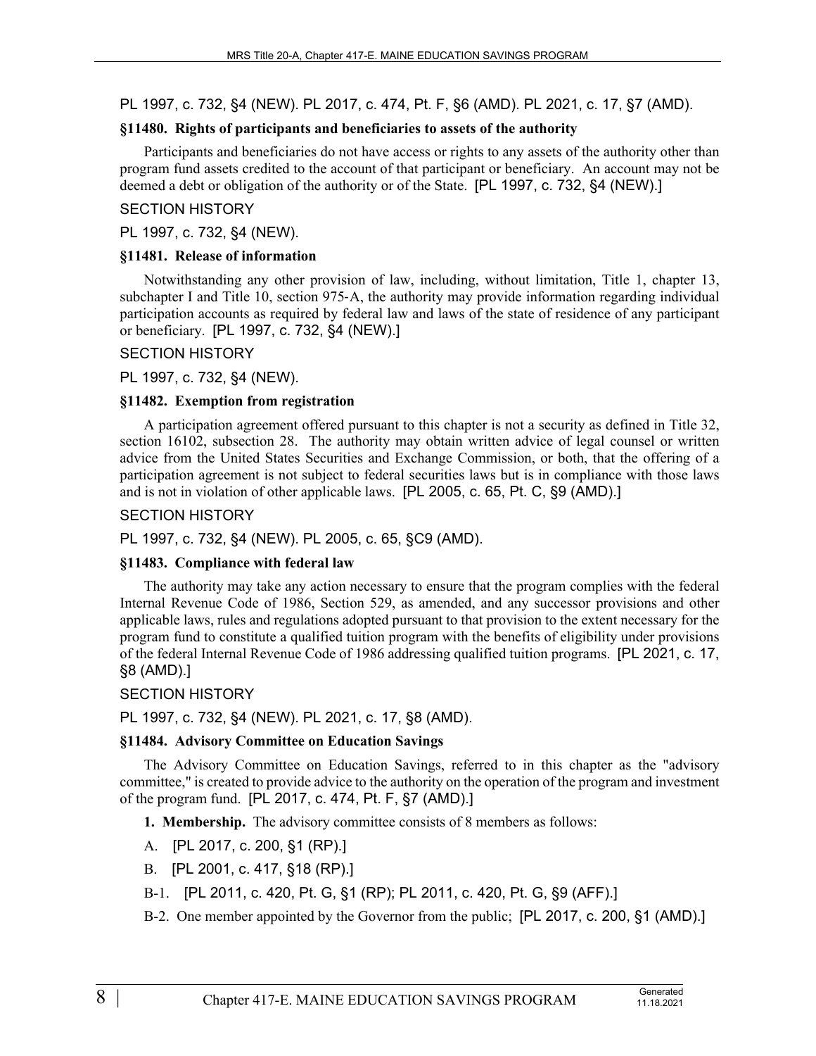PL 1997, c. 732, §4 (NEW). PL 2017, c. 474, Pt. F, §6 (AMD). PL 2021, c. 17, §7 (AMD).

**§11480. Rights of participants and beneficiaries to assets of the authority**

Participants and beneficiaries do not have access or rights to any assets of the authority other than program fund assets credited to the account of that participant or beneficiary. An account may not be deemed a debt or obligation of the authority or of the State. [PL 1997, c. 732, §4 (NEW).]

SECTION HISTORY

PL 1997, c. 732, §4 (NEW).

**§11481. Release of information**

Notwithstanding any other provision of law, including, without limitation, Title 1, chapter 13, subchapter I and Title 10, section 975-A, the authority may provide information regarding individual participation accounts as required by federal law and laws of the state of residence of any participant or beneficiary. [PL 1997, c. 732, §4 (NEW).]

SECTION HISTORY

PL 1997, c. 732, §4 (NEW).

**§11482. Exemption from registration**

A participation agreement offered pursuant to this chapter is not a security as defined in Title 32, section 16102, subsection 28. The authority may obtain written advice of legal counsel or written advice from the United States Securities and Exchange Commission, or both, that the offering of a participation agreement is not subject to federal securities laws but is in compliance with those laws and is not in violation of other applicable laws. [PL 2005, c. 65, Pt. C, §9 (AMD).]

SECTION HISTORY

PL 1997, c. 732, §4 (NEW). PL 2005, c. 65, §C9 (AMD).

**§11483. Compliance with federal law**

The authority may take any action necessary to ensure that the program complies with the federal Internal Revenue Code of 1986, Section 529, as amended, and any successor provisions and other applicable laws, rules and regulations adopted pursuant to that provision to the extent necessary for the program fund to constitute a qualified tuition program with the benefits of eligibility under provisions of the federal Internal Revenue Code of 1986 addressing qualified tuition programs. [PL 2021, c. 17, §8 (AMD).]

SECTION HISTORY

PL 1997, c. 732, §4 (NEW). PL 2021, c. 17, §8 (AMD).

**§11484. Advisory Committee on Education Savings**

The Advisory Committee on Education Savings, referred to in this chapter as the "advisory committee," is created to provide advice to the authority on the operation of the program and investment of the program fund. [PL 2017, c. 474, Pt. F, §7 (AMD).]

**1. Membership.** The advisory committee consists of 8 members as follows:

A. [PL 2017, c. 200, §1 (RP).]

B. [PL 2001, c. 417, §18 (RP).]

B-1. [PL 2011, c. 420, Pt. G, §1 (RP); PL 2011, c. 420, Pt. G, §9 (AFF).]

B-2. One member appointed by the Governor from the public; [PL 2017, c. 200, §1 (AMD).]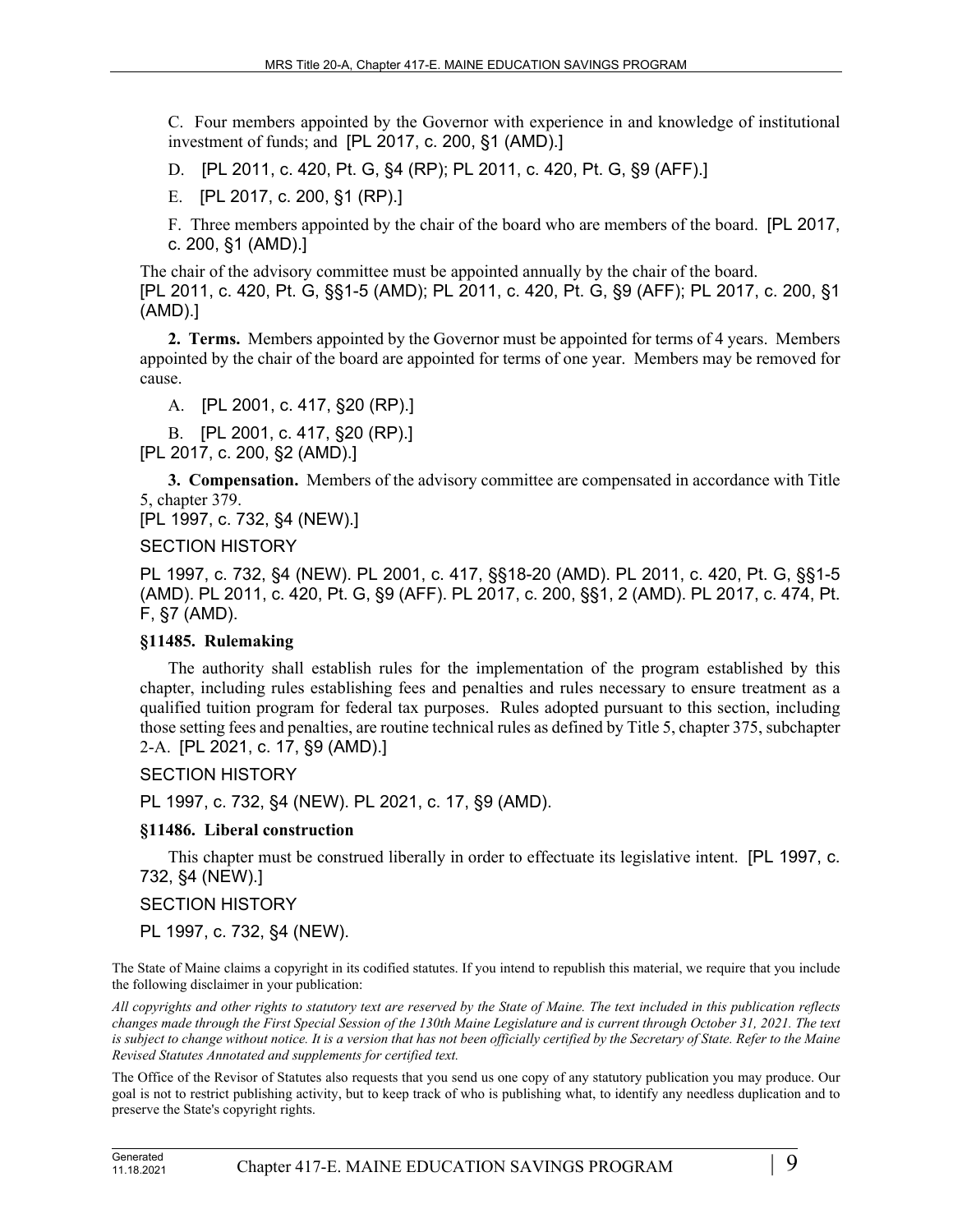C. Four members appointed by the Governor with experience in and knowledge of institutional investment of funds; and [PL 2017, c. 200, §1 (AMD).]

D. [PL 2011, c. 420, Pt. G, §4 (RP); PL 2011, c. 420, Pt. G, §9 (AFF).]

E. [PL 2017, c. 200, §1 (RP).]

F. Three members appointed by the chair of the board who are members of the board. [PL 2017, c. 200, §1 (AMD).]

The chair of the advisory committee must be appointed annually by the chair of the board.
[PL 2011, c. 420, Pt. G, §§1-5 (AMD); PL 2011, c. 420, Pt. G, §9 (AFF); PL 2017, c. 200, §1 (AMD).]

**2. Terms.** Members appointed by the Governor must be appointed for terms of 4 years. Members appointed by the chair of the board are appointed for terms of one year. Members may be removed for cause.

A. [PL 2001, c. 417, §20 (RP).]

B. [PL 2001, c. 417, §20 (RP).]

[PL 2017, c. 200, §2 (AMD).]

**3. Compensation.** Members of the advisory committee are compensated in accordance with Title 5, chapter 379.
[PL 1997, c. 732, §4 (NEW).]

SECTION HISTORY

PL 1997, c. 732, §4 (NEW). PL 2001, c. 417, §§18-20 (AMD). PL 2011, c. 420, Pt. G, §§1-5 (AMD). PL 2011, c. 420, Pt. G, §9 (AFF). PL 2017, c. 200, §§1, 2 (AMD). PL 2017, c. 474, Pt. F, §7 (AMD).

### §11485. Rulemaking

The authority shall establish rules for the implementation of the program established by this chapter, including rules establishing fees and penalties and rules necessary to ensure treatment as a qualified tuition program for federal tax purposes. Rules adopted pursuant to this section, including those setting fees and penalties, are routine technical rules as defined by Title 5, chapter 375, subchapter 2-A. [PL 2021, c. 17, §9 (AMD).]

SECTION HISTORY

PL 1997, c. 732, §4 (NEW). PL 2021, c. 17, §9 (AMD).

### §11486. Liberal construction

This chapter must be construed liberally in order to effectuate its legislative intent. [PL 1997, c. 732, §4 (NEW).]

SECTION HISTORY

PL 1997, c. 732, §4 (NEW).

The State of Maine claims a copyright in its codified statutes. If you intend to republish this material, we require that you include the following disclaimer in your publication:

*All copyrights and other rights to statutory text are reserved by the State of Maine. The text included in this publication reflects changes made through the First Special Session of the 130th Maine Legislature and is current through October 31, 2021. The text is subject to change without notice. It is a version that has not been officially certified by the Secretary of State. Refer to the Maine Revised Statutes Annotated and supplements for certified text.*

The Office of the Revisor of Statutes also requests that you send us one copy of any statutory publication you may produce. Our goal is not to restrict publishing activity, but to keep track of who is publishing what, to identify any needless duplication and to preserve the State's copyright rights.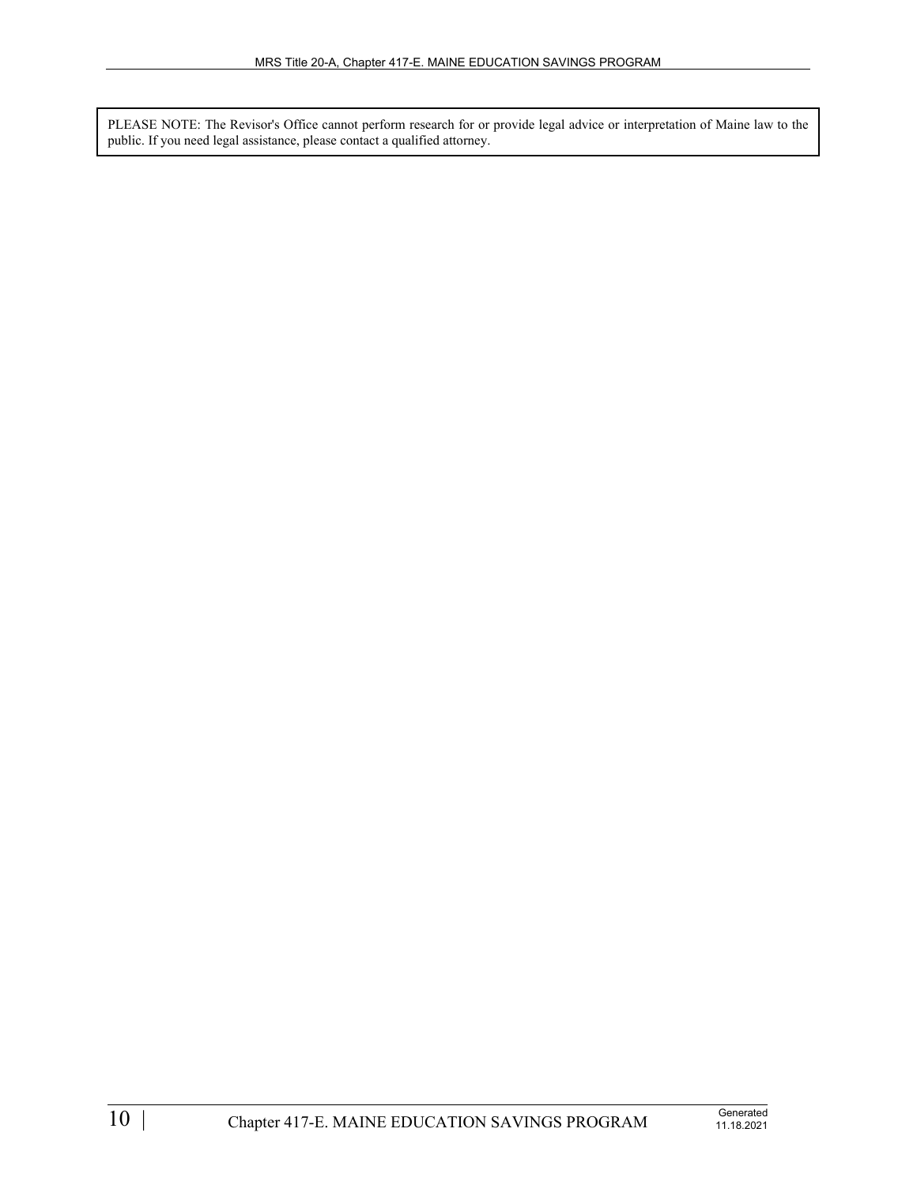PLEASE NOTE: The Revisor's Office cannot perform research for or provide legal advice or interpretation of Maine law to the public. If you need legal assistance, please contact a qualified attorney.